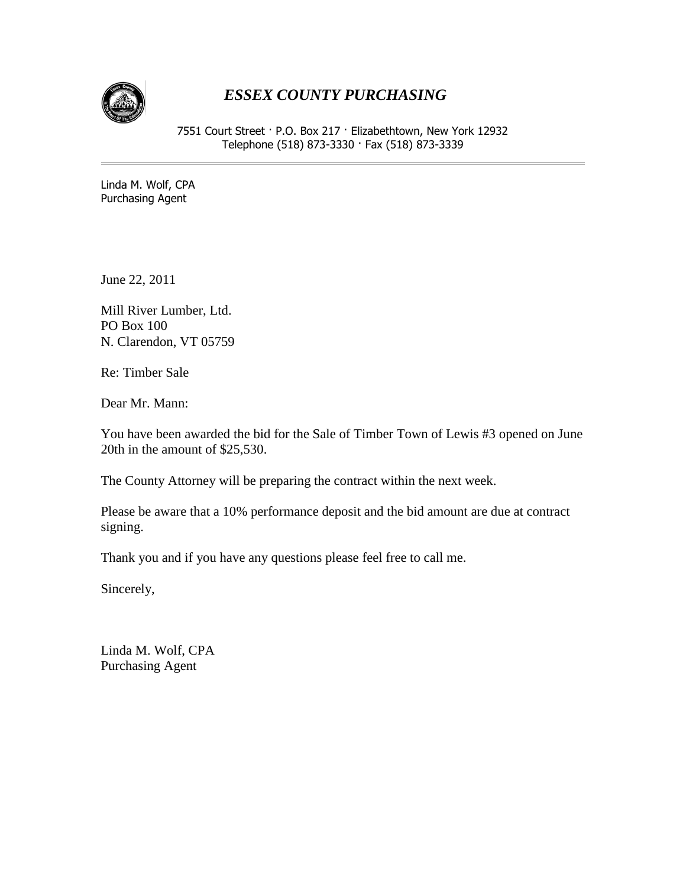# *ESSEX COUNTY PURCHASING*

7551 Court Street · P.O. Box 217 · Elizabethtown, New York 12932
Telephone (518) 873-3330 · Fax (518) 873-3339

---

Linda M. Wolf, CPA
Purchasing Agent

June 22, 2011

Mill River Lumber, Ltd.
PO Box 100
N. Clarendon, VT 05759

Re: Timber Sale

Dear Mr. Mann:

You have been awarded the bid for the Sale of Timber Town of Lewis #3 opened on June 20th in the amount of $25,530.

The County Attorney will be preparing the contract within the next week.

Please be aware that a 10% performance deposit and the bid amount are due at contract signing.

Thank you and if you have any questions please feel free to call me.

Sincerely,

Linda M. Wolf, CPA
Purchasing Agent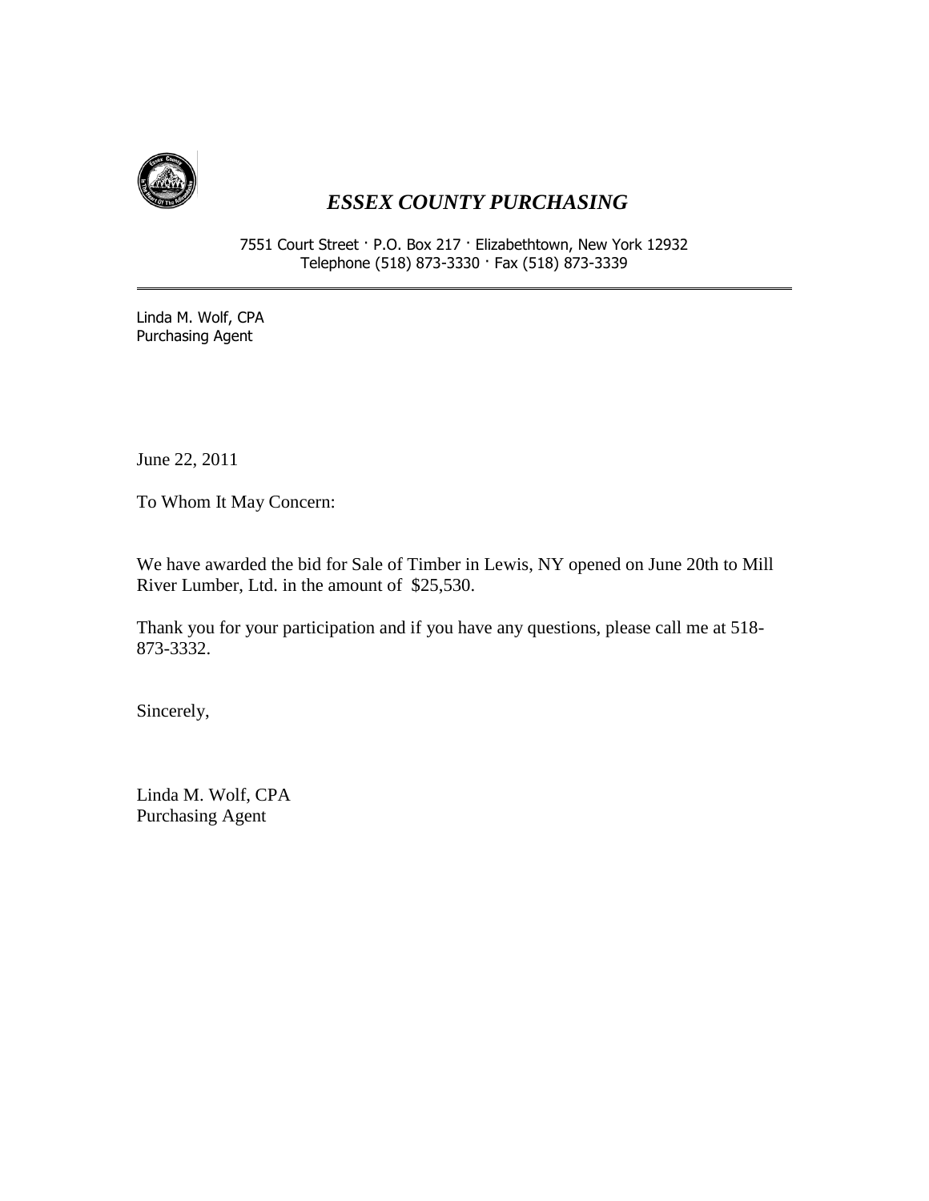# *ESSEX COUNTY PURCHASING*

7551 Court Street · P.O. Box 217 · Elizabethtown, New York 12932
Telephone (518) 873-3330 · Fax (518) 873-3339

---

Linda M. Wolf, CPA
Purchasing Agent

June 22, 2011

To Whom It May Concern:

We have awarded the bid for Sale of Timber in Lewis, NY opened on June 20th to Mill River Lumber, Ltd. in the amount of $25,530.

Thank you for your participation and if you have any questions, please call me at 518-873-3332.

Sincerely,

Linda M. Wolf, CPA
Purchasing Agent